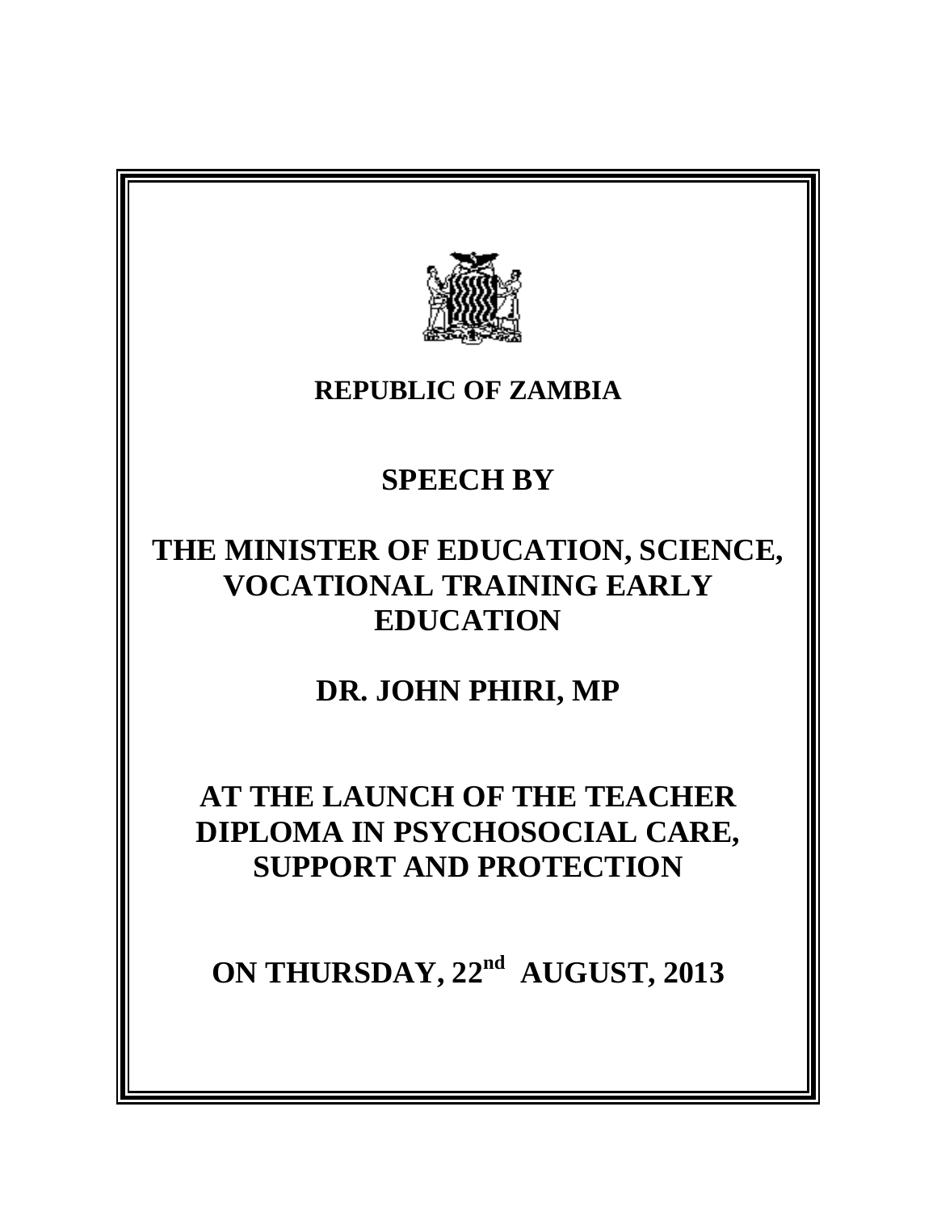**REPUBLIC OF ZAMBIA**

**SPEECH BY**

**THE MINISTER OF EDUCATION, SCIENCE, VOCATIONAL TRAINING EARLY EDUCATION**

**DR. JOHN PHIRI, MP**

**AT THE LAUNCH OF THE TEACHER DIPLOMA IN PSYCHOSOCIAL CARE, SUPPORT AND PROTECTION**

**ON THURSDAY, 22nd AUGUST, 2013**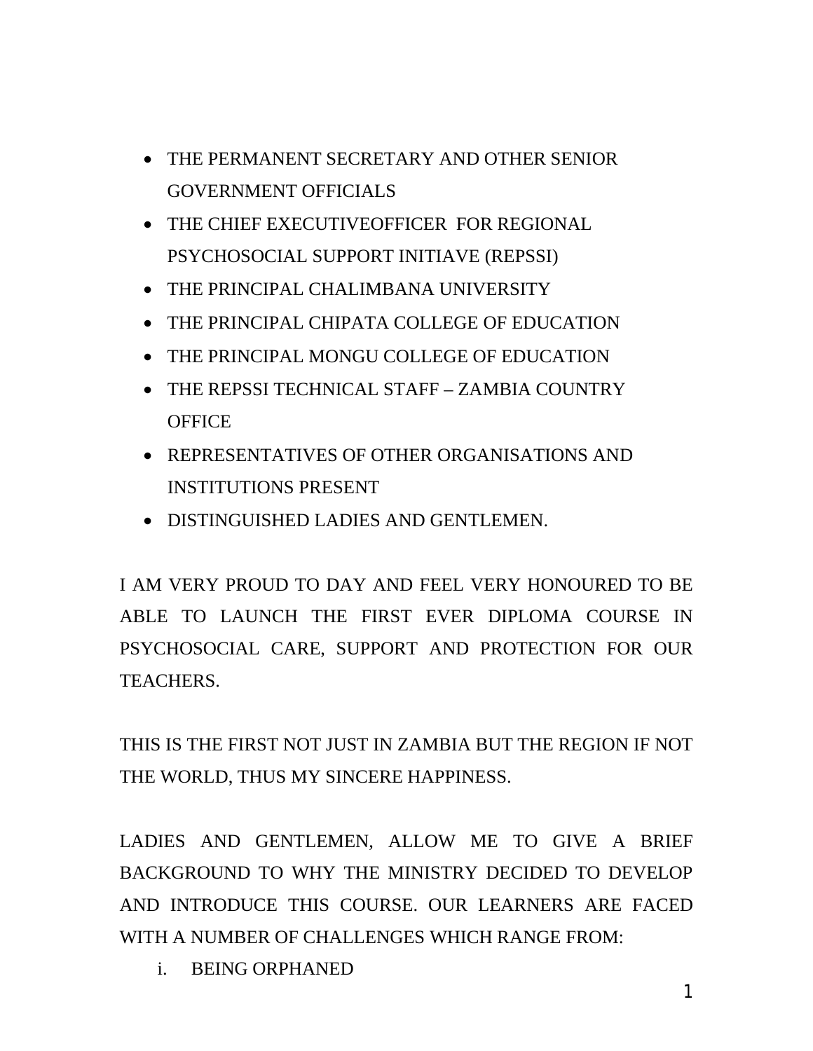- THE PERMANENT SECRETARY AND OTHER SENIOR GOVERNMENT OFFICIALS
- THE CHIEF EXECUTIVEOFFICER FOR REGIONAL PSYCHOSOCIAL SUPPORT INITIAVE (REPSSI)
- THE PRINCIPAL CHALIMBANA UNIVERSITY
- THE PRINCIPAL CHIPATA COLLEGE OF EDUCATION
- THE PRINCIPAL MONGU COLLEGE OF EDUCATION
- THE REPSSI TECHNICAL STAFF – ZAMBIA COUNTRY OFFICE
- REPRESENTATIVES OF OTHER ORGANISATIONS AND INSTITUTIONS PRESENT
- DISTINGUISHED LADIES AND GENTLEMEN.

I AM VERY PROUD TO DAY AND FEEL VERY HONOURED TO BE ABLE TO LAUNCH THE FIRST EVER DIPLOMA COURSE IN PSYCHOSOCIAL CARE, SUPPORT AND PROTECTION FOR OUR TEACHERS.

THIS IS THE FIRST NOT JUST IN ZAMBIA BUT THE REGION IF NOT THE WORLD, THUS MY SINCERE HAPPINESS.

LADIES AND GENTLEMEN, ALLOW ME TO GIVE A BRIEF BACKGROUND TO WHY THE MINISTRY DECIDED TO DEVELOP AND INTRODUCE THIS COURSE. OUR LEARNERS ARE FACED WITH A NUMBER OF CHALLENGES WHICH RANGE FROM:

i. BEING ORPHANED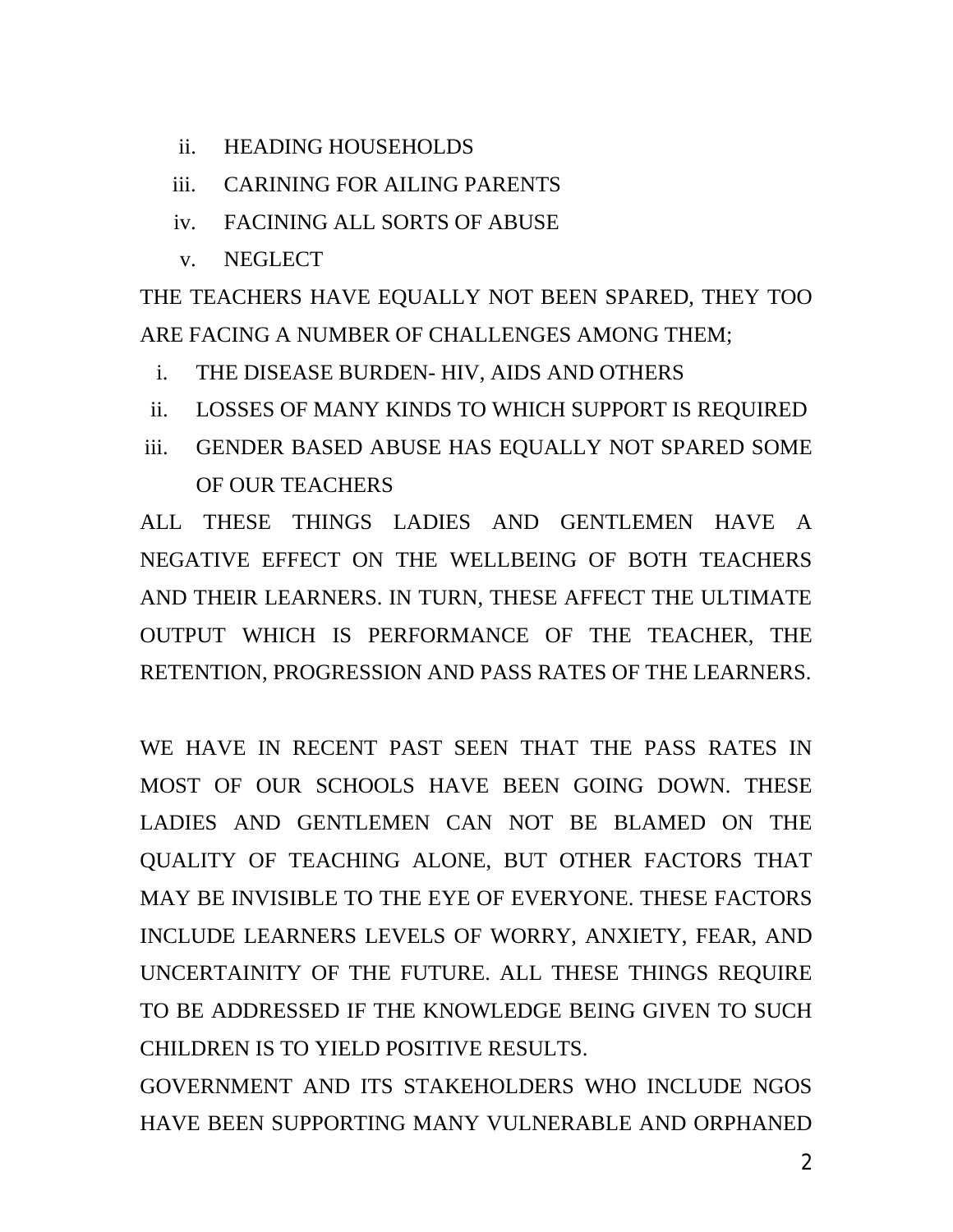ii. HEADING HOUSEHOLDS
iii. CARINING FOR AILING PARENTS
iv. FACINING ALL SORTS OF ABUSE
v. NEGLECT

THE TEACHERS HAVE EQUALLY NOT BEEN SPARED, THEY TOO ARE FACING A NUMBER OF CHALLENGES AMONG THEM;

i. THE DISEASE BURDEN- HIV, AIDS AND OTHERS
ii. LOSSES OF MANY KINDS TO WHICH SUPPORT IS REQUIRED
iii. GENDER BASED ABUSE HAS EQUALLY NOT SPARED SOME OF OUR TEACHERS

ALL THESE THINGS LADIES AND GENTLEMEN HAVE A NEGATIVE EFFECT ON THE WELLBEING OF BOTH TEACHERS AND THEIR LEARNERS. IN TURN, THESE AFFECT THE ULTIMATE OUTPUT WHICH IS PERFORMANCE OF THE TEACHER, THE RETENTION, PROGRESSION AND PASS RATES OF THE LEARNERS.

WE HAVE IN RECENT PAST SEEN THAT THE PASS RATES IN MOST OF OUR SCHOOLS HAVE BEEN GOING DOWN. THESE LADIES AND GENTLEMEN CAN NOT BE BLAMED ON THE QUALITY OF TEACHING ALONE, BUT OTHER FACTORS THAT MAY BE INVISIBLE TO THE EYE OF EVERYONE. THESE FACTORS INCLUDE LEARNERS LEVELS OF WORRY, ANXIETY, FEAR, AND UNCERTAININTY OF THE FUTURE. ALL THESE THINGS REQUIRE TO BE ADDRESSED IF THE KNOWLEDGE BEING GIVEN TO SUCH CHILDREN IS TO YIELD POSITIVE RESULTS.

GOVERNMENT AND ITS STAKEHOLDERS WHO INCLUDE NGOS HAVE BEEN SUPPORTING MANY VULNERABLE AND ORPHANED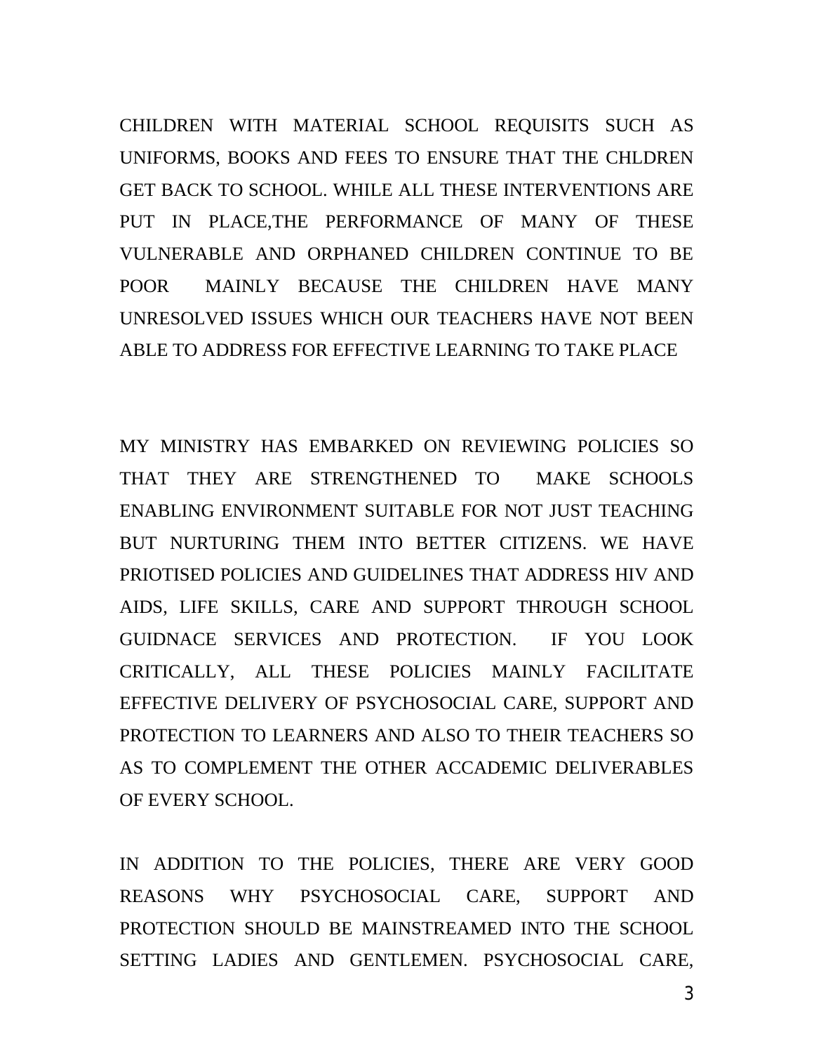CHILDREN WITH MATERIAL SCHOOL REQUISITS SUCH AS UNIFORMS, BOOKS AND FEES TO ENSURE THAT THE CHLDREN GET BACK TO SCHOOL. WHILE ALL THESE INTERVENTIONS ARE PUT IN PLACE,THE PERFORMANCE OF MANY OF THESE VULNERABLE AND ORPHANED CHILDREN CONTINUE TO BE POOR MAINLY BECAUSE THE CHILDREN HAVE MANY UNRESOLVED ISSUES WHICH OUR TEACHERS HAVE NOT BEEN ABLE TO ADDRESS FOR EFFECTIVE LEARNING TO TAKE PLACE

MY MINISTRY HAS EMBARKED ON REVIEWING POLICIES SO THAT THEY ARE STRENGTHENED TO MAKE SCHOOLS ENABLING ENVIRONMENT SUITABLE FOR NOT JUST TEACHING BUT NURTURING THEM INTO BETTER CITIZENS. WE HAVE PRIOTISED POLICIES AND GUIDELINES THAT ADDRESS HIV AND AIDS, LIFE SKILLS, CARE AND SUPPORT THROUGH SCHOOL GUIDNACE SERVICES AND PROTECTION. IF YOU LOOK CRITICALLY, ALL THESE POLICIES MAINLY FACILITATE EFFECTIVE DELIVERY OF PSYCHOSOCIAL CARE, SUPPORT AND PROTECTION TO LEARNERS AND ALSO TO THEIR TEACHERS SO AS TO COMPLEMENT THE OTHER ACCADEMIC DELIVERABLES OF EVERY SCHOOL.

IN ADDITION TO THE POLICIES, THERE ARE VERY GOOD REASONS WHY PSYCHOSOCIAL CARE, SUPPORT AND PROTECTION SHOULD BE MAINSTREAMED INTO THE SCHOOL SETTING LADIES AND GENTLEMEN. PSYCHOSOCIAL CARE,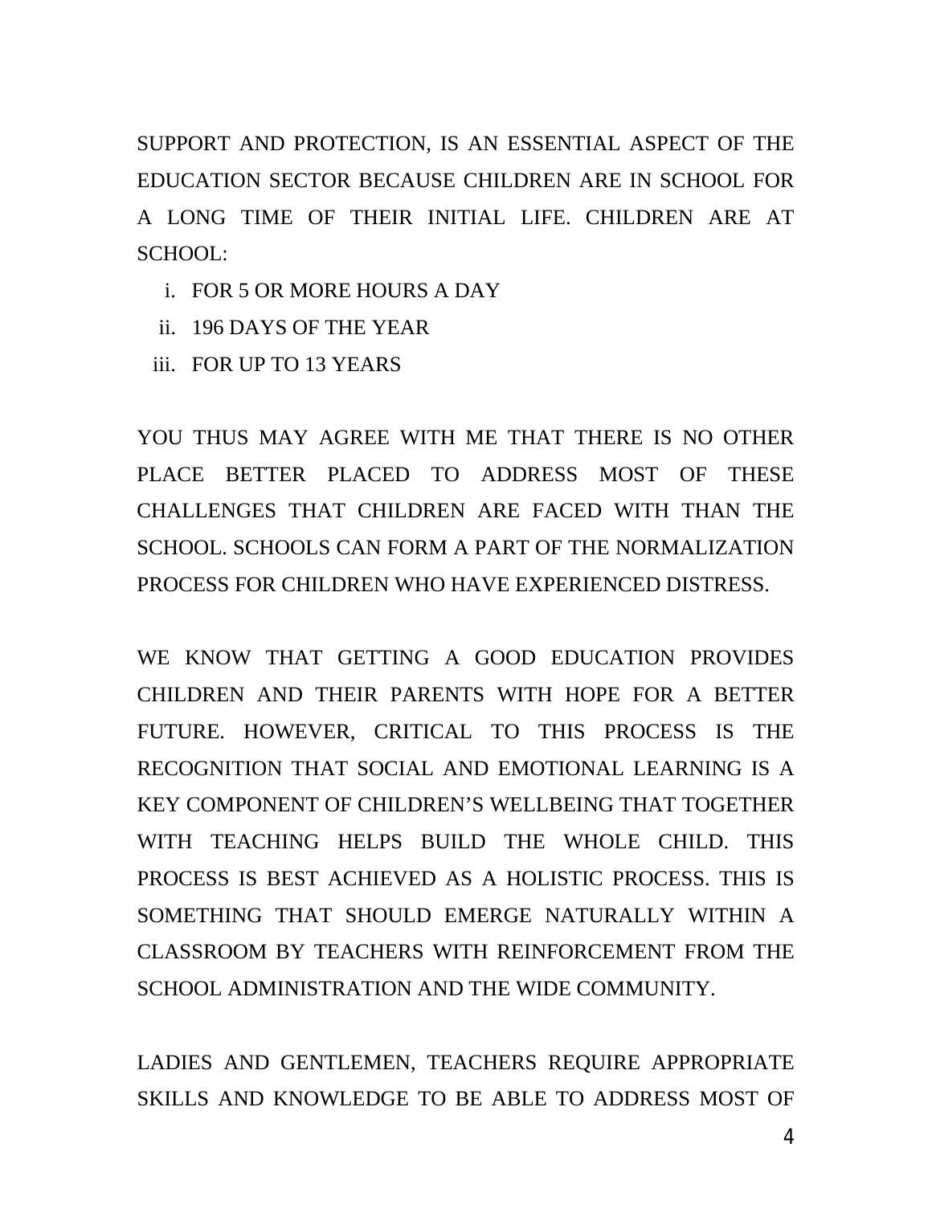SUPPORT AND PROTECTION, IS AN ESSENTIAL ASPECT OF THE EDUCATION SECTOR BECAUSE CHILDREN ARE IN SCHOOL FOR A LONG TIME OF THEIR INITIAL LIFE. CHILDREN ARE AT SCHOOL:

i. FOR 5 OR MORE HOURS A DAY
ii. 196 DAYS OF THE YEAR
iii. FOR UP TO 13 YEARS

YOU THUS MAY AGREE WITH ME THAT THERE IS NO OTHER PLACE BETTER PLACED TO ADDRESS MOST OF THESE CHALLENGES THAT CHILDREN ARE FACED WITH THAN THE SCHOOL. SCHOOLS CAN FORM A PART OF THE NORMALIZATION PROCESS FOR CHILDREN WHO HAVE EXPERIENCED DISTRESS.

WE KNOW THAT GETTING A GOOD EDUCATION PROVIDES CHILDREN AND THEIR PARENTS WITH HOPE FOR A BETTER FUTURE. HOWEVER, CRITICAL TO THIS PROCESS IS THE RECOGNITION THAT SOCIAL AND EMOTIONAL LEARNING IS A KEY COMPONENT OF CHILDREN'S WELLBEING THAT TOGETHER WITH TEACHING HELPS BUILD THE WHOLE CHILD. THIS PROCESS IS BEST ACHIEVED AS A HOLISTIC PROCESS. THIS IS SOMETHING THAT SHOULD EMERGE NATURALLY WITHIN A CLASSROOM BY TEACHERS WITH REINFORCEMENT FROM THE SCHOOL ADMINISTRATION AND THE WIDE COMMUNITY.

LADIES AND GENTLEMEN, TEACHERS REQUIRE APPROPRIATE SKILLS AND KNOWLEDGE TO BE ABLE TO ADDRESS MOST OF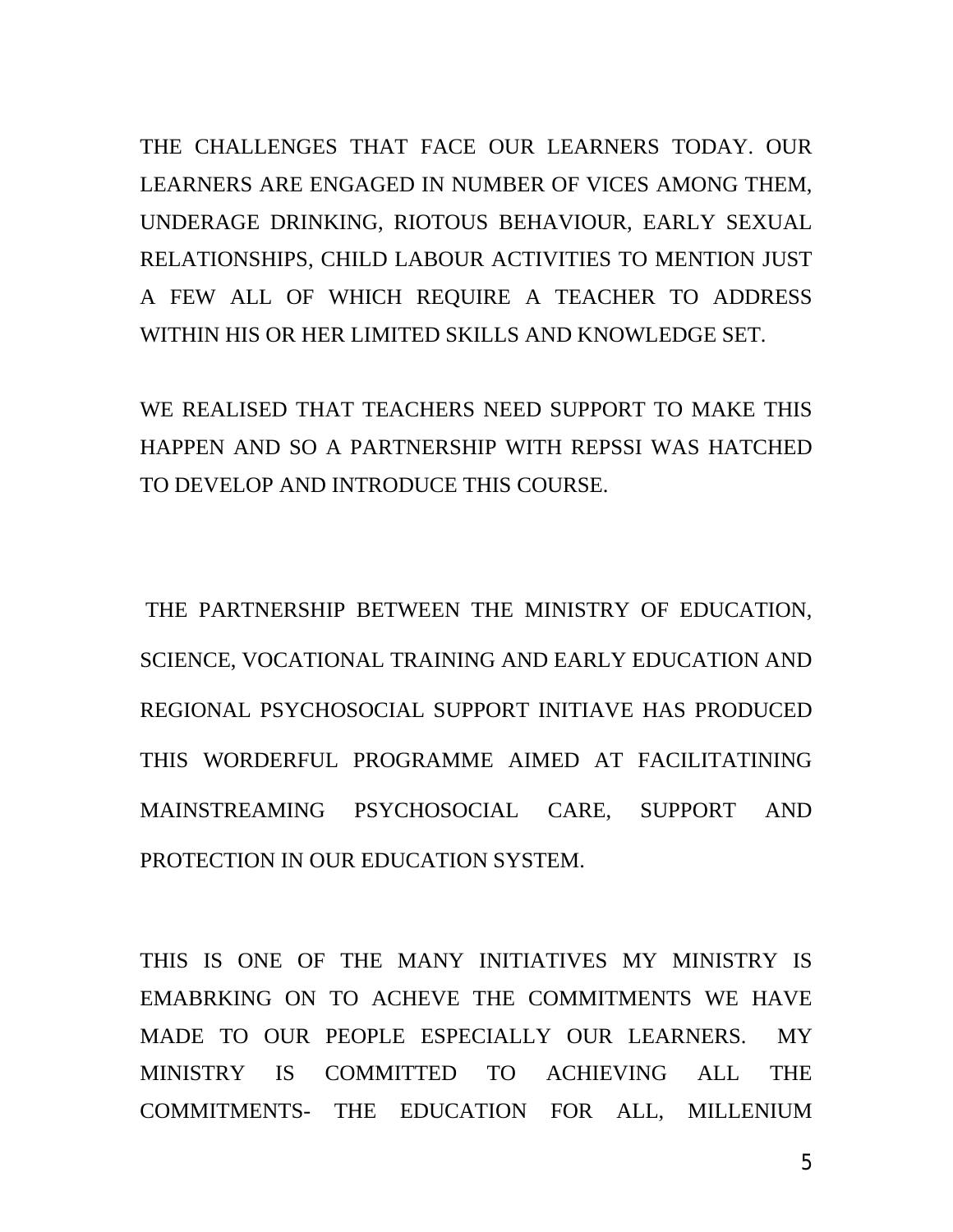THE CHALLENGES THAT FACE OUR LEARNERS TODAY. OUR LEARNERS ARE ENGAGED IN NUMBER OF VICES AMONG THEM, UNDERAGE DRINKING, RIOTOUS BEHAVIOUR, EARLY SEXUAL RELATIONSHIPS, CHILD LABOUR ACTIVITIES TO MENTION JUST A FEW ALL OF WHICH REQUIRE A TEACHER TO ADDRESS WITHIN HIS OR HER LIMITED SKILLS AND KNOWLEDGE SET.

WE REALISED THAT TEACHERS NEED SUPPORT TO MAKE THIS HAPPEN AND SO A PARTNERSHIP WITH REPSSI WAS HATCHED TO DEVELOP AND INTRODUCE THIS COURSE.

THE PARTNERSHIP BETWEEN THE MINISTRY OF EDUCATION, SCIENCE, VOCATIONAL TRAINING AND EARLY EDUCATION AND REGIONAL PSYCHOSOCIAL SUPPORT INITIAVE HAS PRODUCED THIS WORDERFUL PROGRAMME AIMED AT FACILITATINING MAINSTREAMING PSYCHOSOCIAL CARE, SUPPORT AND PROTECTION IN OUR EDUCATION SYSTEM.

THIS IS ONE OF THE MANY INITIATIVES MY MINISTRY IS EMABRKING ON TO ACHEVE THE COMMITMENTS WE HAVE MADE TO OUR PEOPLE ESPECIALLY OUR LEARNERS. MY MINISTRY IS COMMITTED TO ACHIEVING ALL THE COMMITMENTS- THE EDUCATION FOR ALL, MILLENIUM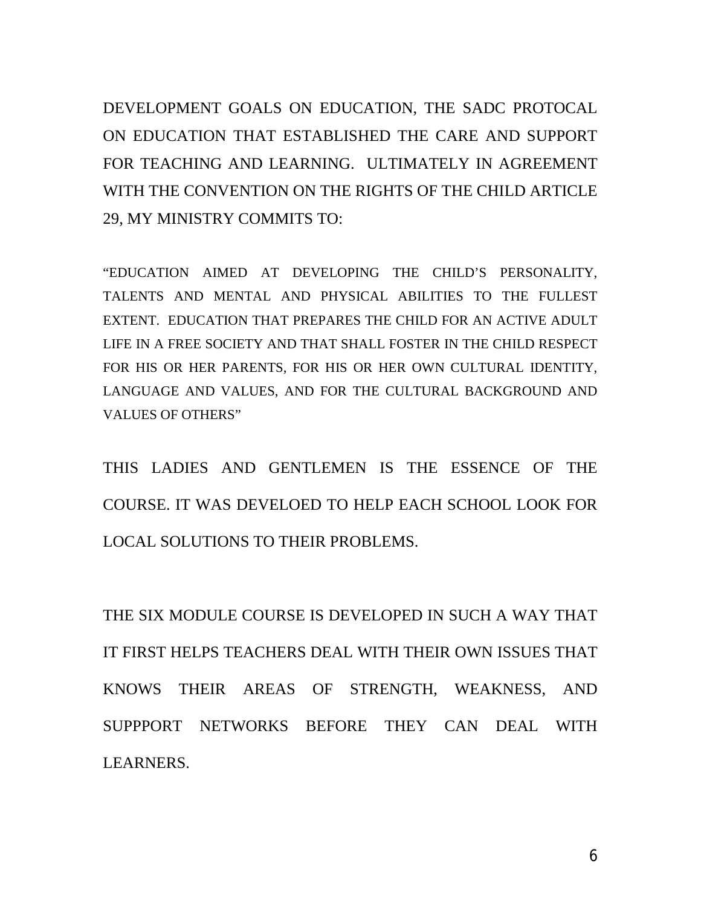DEVELOPMENT GOALS ON EDUCATION, THE SADC PROTOCAL ON EDUCATION THAT ESTABLISHED THE CARE AND SUPPORT FOR TEACHING AND LEARNING. ULTIMATELY IN AGREEMENT WITH THE CONVENTION ON THE RIGHTS OF THE CHILD ARTICLE 29, MY MINISTRY COMMITS TO:

"EDUCATION AIMED AT DEVELOPING THE CHILD'S PERSONALITY, TALENTS AND MENTAL AND PHYSICAL ABILITIES TO THE FULLEST EXTENT. EDUCATION THAT PREPARES THE CHILD FOR AN ACTIVE ADULT LIFE IN A FREE SOCIETY AND THAT SHALL FOSTER IN THE CHILD RESPECT FOR HIS OR HER PARENTS, FOR HIS OR HER OWN CULTURAL IDENTITY, LANGUAGE AND VALUES, AND FOR THE CULTURAL BACKGROUND AND VALUES OF OTHERS"

THIS LADIES AND GENTLEMEN IS THE ESSENCE OF THE COURSE. IT WAS DEVELOED TO HELP EACH SCHOOL LOOK FOR LOCAL SOLUTIONS TO THEIR PROBLEMS.

THE SIX MODULE COURSE IS DEVELOPED IN SUCH A WAY THAT IT FIRST HELPS TEACHERS DEAL WITH THEIR OWN ISSUES THAT KNOWS THEIR AREAS OF STRENGTH, WEAKNESS, AND SUPPPORT NETWORKS BEFORE THEY CAN DEAL WITH LEARNERS.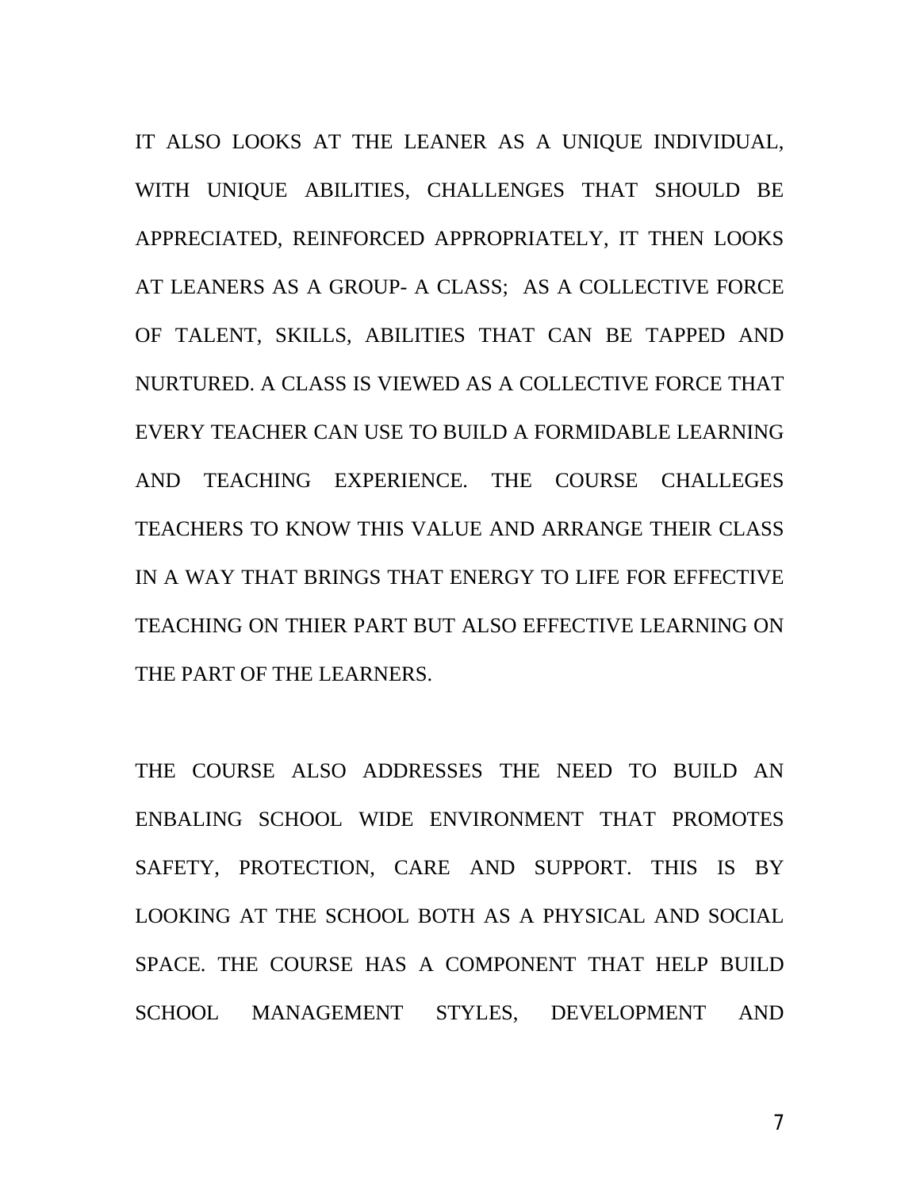IT ALSO LOOKS AT THE LEANER AS A UNIQUE INDIVIDUAL, WITH UNIQUE ABILITIES, CHALLENGES THAT SHOULD BE APPRECIATED, REINFORCED APPROPRIATELY, IT THEN LOOKS AT LEANERS AS A GROUP- A CLASS; AS A COLLECTIVE FORCE OF TALENT, SKILLS, ABILITIES THAT CAN BE TAPPED AND NURTURED. A CLASS IS VIEWED AS A COLLECTIVE FORCE THAT EVERY TEACHER CAN USE TO BUILD A FORMIDABLE LEARNING AND TEACHING EXPERIENCE. THE COURSE CHALLEGES TEACHERS TO KNOW THIS VALUE AND ARRANGE THEIR CLASS IN A WAY THAT BRINGS THAT ENERGY TO LIFE FOR EFFECTIVE TEACHING ON THIER PART BUT ALSO EFFECTIVE LEARNING ON THE PART OF THE LEARNERS.

THE COURSE ALSO ADDRESSES THE NEED TO BUILD AN ENBALING SCHOOL WIDE ENVIRONMENT THAT PROMOTES SAFETY, PROTECTION, CARE AND SUPPORT. THIS IS BY LOOKING AT THE SCHOOL BOTH AS A PHYSICAL AND SOCIAL SPACE. THE COURSE HAS A COMPONENT THAT HELP BUILD SCHOOL MANAGEMENT STYLES, DEVELOPMENT AND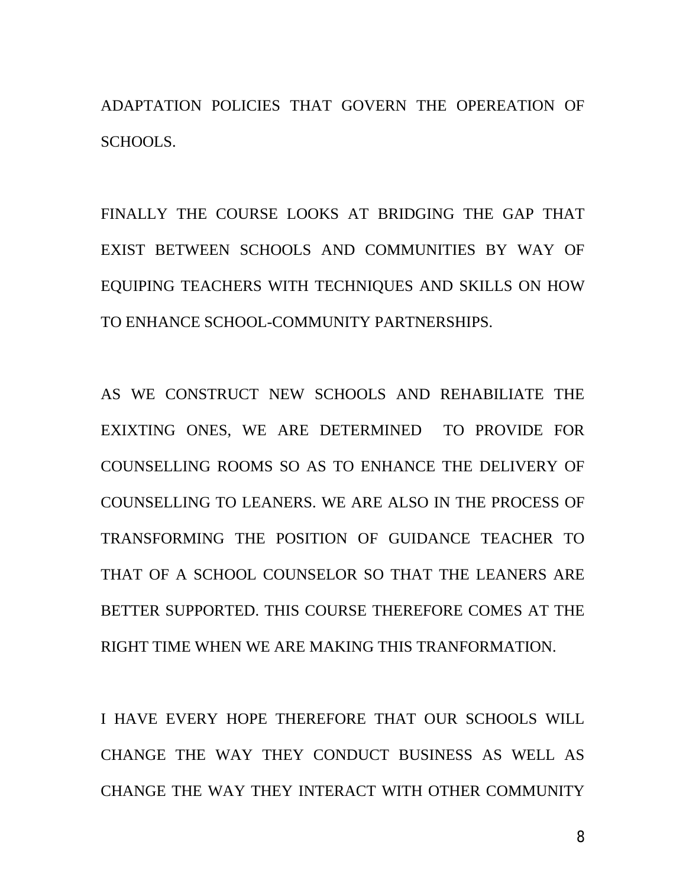ADAPTATION POLICIES THAT GOVERN THE OPEREATION OF SCHOOLS.

FINALLY THE COURSE LOOKS AT BRIDGING THE GAP THAT EXIST BETWEEN SCHOOLS AND COMMUNITIES BY WAY OF EQUIPING TEACHERS WITH TECHNIQUES AND SKILLS ON HOW TO ENHANCE SCHOOL-COMMUNITY PARTNERSHIPS.

AS WE CONSTRUCT NEW SCHOOLS AND REHABILIATE THE EXIXTING ONES, WE ARE DETERMINED TO PROVIDE FOR COUNSELLING ROOMS SO AS TO ENHANCE THE DELIVERY OF COUNSELLING TO LEANERS. WE ARE ALSO IN THE PROCESS OF TRANSFORMING THE POSITION OF GUIDANCE TEACHER TO THAT OF A SCHOOL COUNSELOR SO THAT THE LEANERS ARE BETTER SUPPORTED. THIS COURSE THEREFORE COMES AT THE RIGHT TIME WHEN WE ARE MAKING THIS TRANFORMATION.

I HAVE EVERY HOPE THEREFORE THAT OUR SCHOOLS WILL CHANGE THE WAY THEY CONDUCT BUSINESS AS WELL AS CHANGE THE WAY THEY INTERACT WITH OTHER COMMUNITY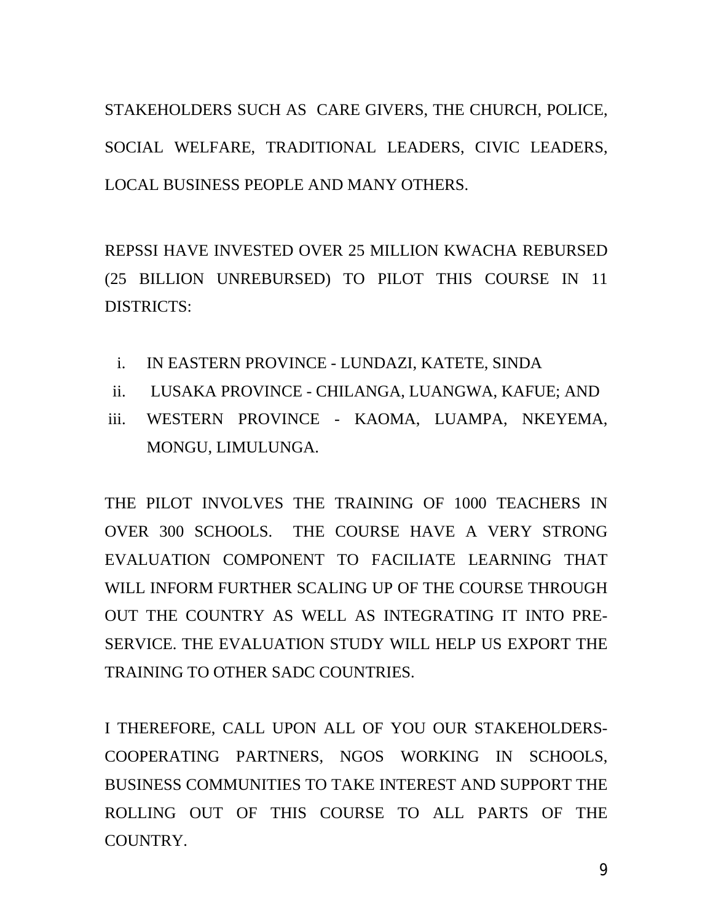STAKEHOLDERS SUCH AS CARE GIVERS, THE CHURCH, POLICE, SOCIAL WELFARE, TRADITIONAL LEADERS, CIVIC LEADERS, LOCAL BUSINESS PEOPLE AND MANY OTHERS.

REPSSI HAVE INVESTED OVER 25 MILLION KWACHA REBURSED (25 BILLION UNREBURSED) TO PILOT THIS COURSE IN 11 DISTRICTS:

i. IN EASTERN PROVINCE - LUNDAZI, KATETE, SINDA
ii. LUSAKA PROVINCE - CHILANGA, LUANGWA, KAFUE; AND
iii. WESTERN PROVINCE - KAOMA, LUAMPA, NKEYEMA, MONGU, LIMULUNGA.

THE PILOT INVOLVES THE TRAINING OF 1000 TEACHERS IN OVER 300 SCHOOLS. THE COURSE HAVE A VERY STRONG EVALUATION COMPONENT TO FACILIATE LEARNING THAT WILL INFORM FURTHER SCALING UP OF THE COURSE THROUGH OUT THE COUNTRY AS WELL AS INTEGRATING IT INTO PRE-SERVICE. THE EVALUATION STUDY WILL HELP US EXPORT THE TRAINING TO OTHER SADC COUNTRIES.

I THEREFORE, CALL UPON ALL OF YOU OUR STAKEHOLDERS-COOPERATING PARTNERS, NGOS WORKING IN SCHOOLS, BUSINESS COMMUNITIES TO TAKE INTEREST AND SUPPORT THE ROLLING OUT OF THIS COURSE TO ALL PARTS OF THE COUNTRY.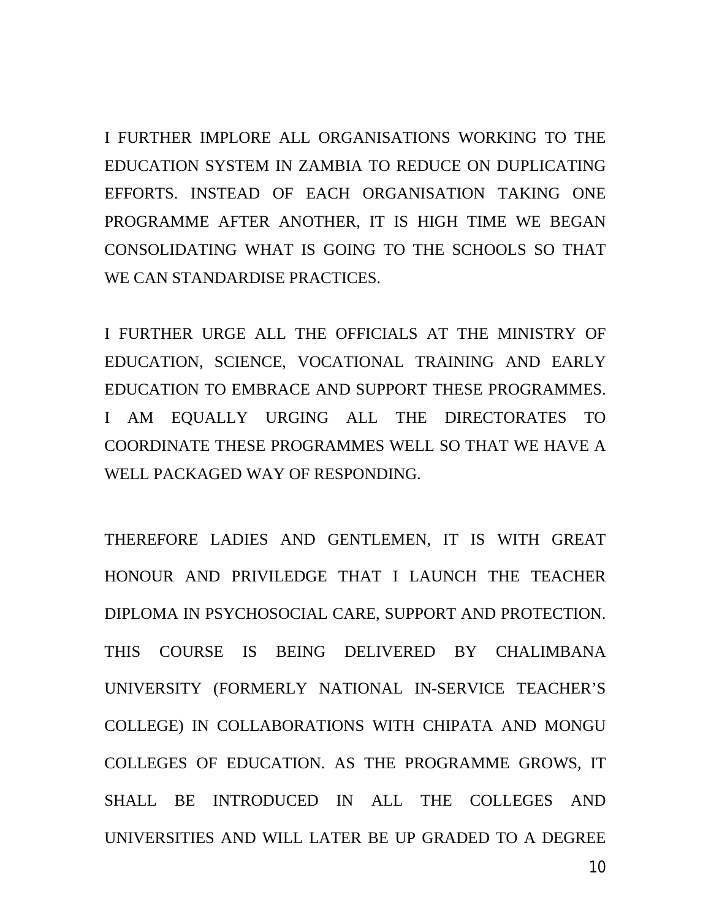I FURTHER IMPLORE ALL ORGANISATIONS WORKING TO THE EDUCATION SYSTEM IN ZAMBIA TO REDUCE ON DUPLICATING EFFORTS. INSTEAD OF EACH ORGANISATION TAKING ONE PROGRAMME AFTER ANOTHER, IT IS HIGH TIME WE BEGAN CONSOLIDATING WHAT IS GOING TO THE SCHOOLS SO THAT WE CAN STANDARDISE PRACTICES.

I FURTHER URGE ALL THE OFFICIALS AT THE MINISTRY OF EDUCATION, SCIENCE, VOCATIONAL TRAINING AND EARLY EDUCATION TO EMBRACE AND SUPPORT THESE PROGRAMMES. I AM EQUALLY URGING ALL THE DIRECTORATES TO COORDINATE THESE PROGRAMMES WELL SO THAT WE HAVE A WELL PACKAGED WAY OF RESPONDING.

THEREFORE LADIES AND GENTLEMEN, IT IS WITH GREAT HONOUR AND PRIVILEDGE THAT I LAUNCH THE TEACHER DIPLOMA IN PSYCHOSOCIAL CARE, SUPPORT AND PROTECTION. THIS COURSE IS BEING DELIVERED BY CHALIMBANA UNIVERSITY (FORMERLY NATIONAL IN-SERVICE TEACHER'S COLLEGE) IN COLLABORATIONS WITH CHIPATA AND MONGU COLLEGES OF EDUCATION. AS THE PROGRAMME GROWS, IT SHALL BE INTRODUCED IN ALL THE COLLEGES AND UNIVERSITIES AND WILL LATER BE UP GRADED TO A DEGREE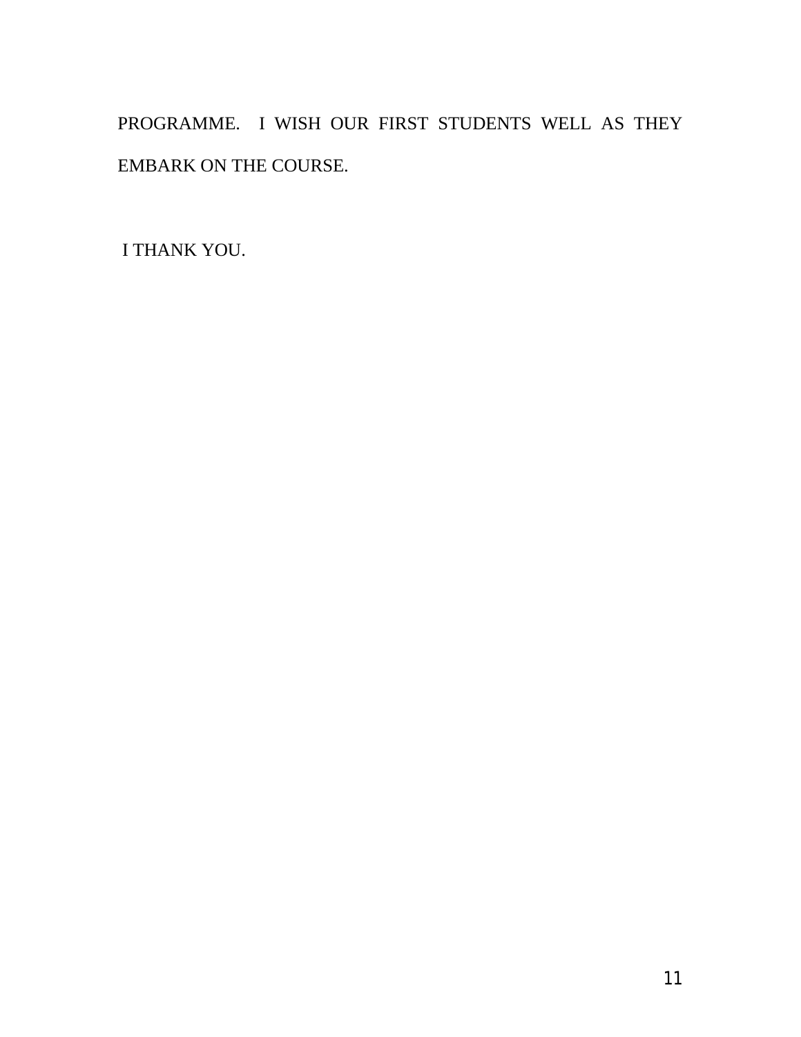PROGRAMME. I WISH OUR FIRST STUDENTS WELL AS THEY EMBARK ON THE COURSE.

I THANK YOU.